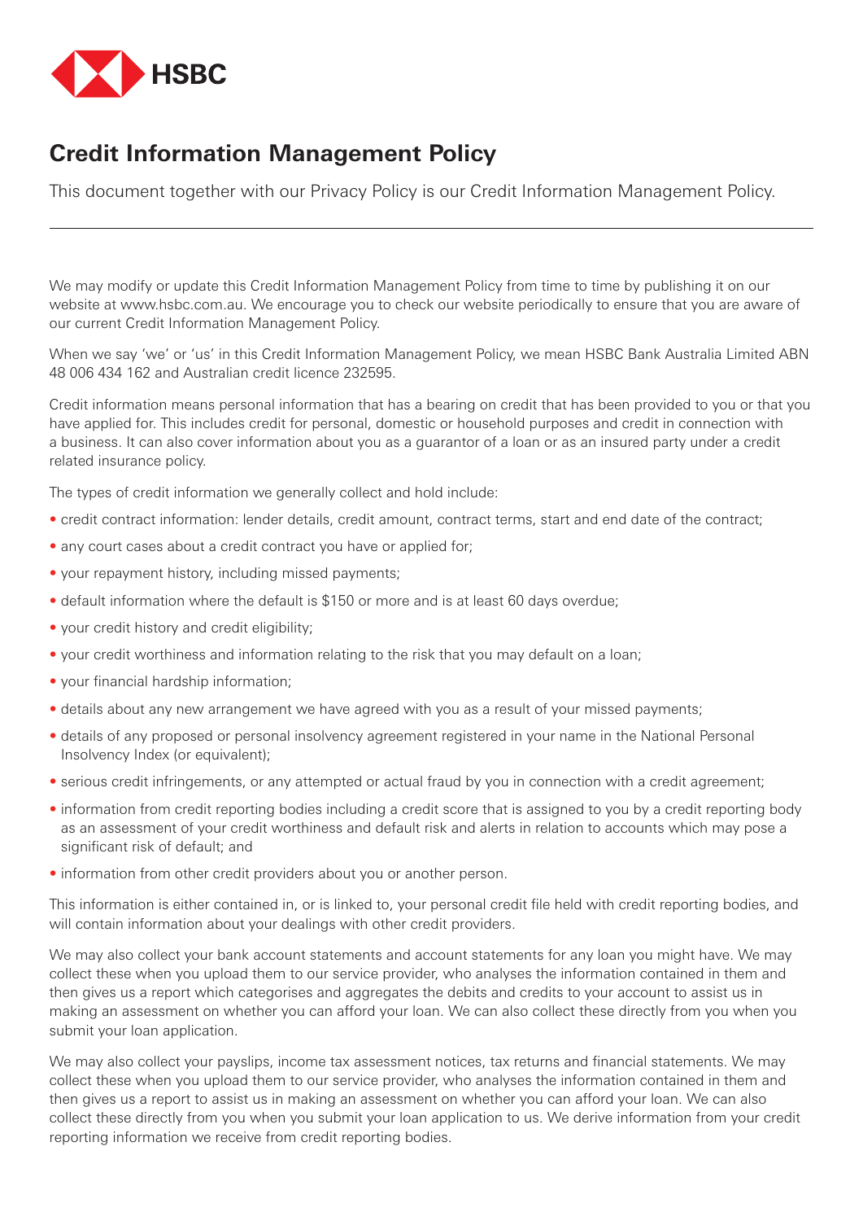# Credit Information Management Policy

This document together with our Privacy Policy is our Credit Information Management Policy.

---

We may modify or update this Credit Information Management Policy from time to time by publishing it on our website at www.hsbc.com.au. We encourage you to check our website periodically to ensure that you are aware of our current Credit Information Management Policy.

When we say 'we' or 'us' in this Credit Information Management Policy, we mean HSBC Bank Australia Limited ABN 48 006 434 162 and Australian credit licence 232595.

Credit information means personal information that has a bearing on credit that has been provided to you or that you have applied for. This includes credit for personal, domestic or household purposes and credit in connection with a business. It can also cover information about you as a guarantor of a loan or as an insured party under a credit related insurance policy.

The types of credit information we generally collect and hold include:

- credit contract information: lender details, credit amount, contract terms, start and end date of the contract;
- any court cases about a credit contract you have or applied for;
- your repayment history, including missed payments;
- default information where the default is $150 or more and is at least 60 days overdue;
- your credit history and credit eligibility;
- your credit worthiness and information relating to the risk that you may default on a loan;
- your financial hardship information;
- details about any new arrangement we have agreed with you as a result of your missed payments;
- details of any proposed or personal insolvency agreement registered in your name in the National Personal Insolvency Index (or equivalent);
- serious credit infringements, or any attempted or actual fraud by you in connection with a credit agreement;
- information from credit reporting bodies including a credit score that is assigned to you by a credit reporting body as an assessment of your credit worthiness and default risk and alerts in relation to accounts which may pose a significant risk of default; and
- information from other credit providers about you or another person.

This information is either contained in, or is linked to, your personal credit file held with credit reporting bodies, and will contain information about your dealings with other credit providers.

We may also collect your bank account statements and account statements for any loan you might have. We may collect these when you upload them to our service provider, who analyses the information contained in them and then gives us a report which categorises and aggregates the debits and credits to your account to assist us in making an assessment on whether you can afford your loan. We can also collect these directly from you when you submit your loan application.

We may also collect your payslips, income tax assessment notices, tax returns and financial statements. We may collect these when you upload them to our service provider, who analyses the information contained in them and then gives us a report to assist us in making an assessment on whether you can afford your loan. We can also collect these directly from you when you submit your loan application to us. We derive information from your credit reporting information we receive from credit reporting bodies.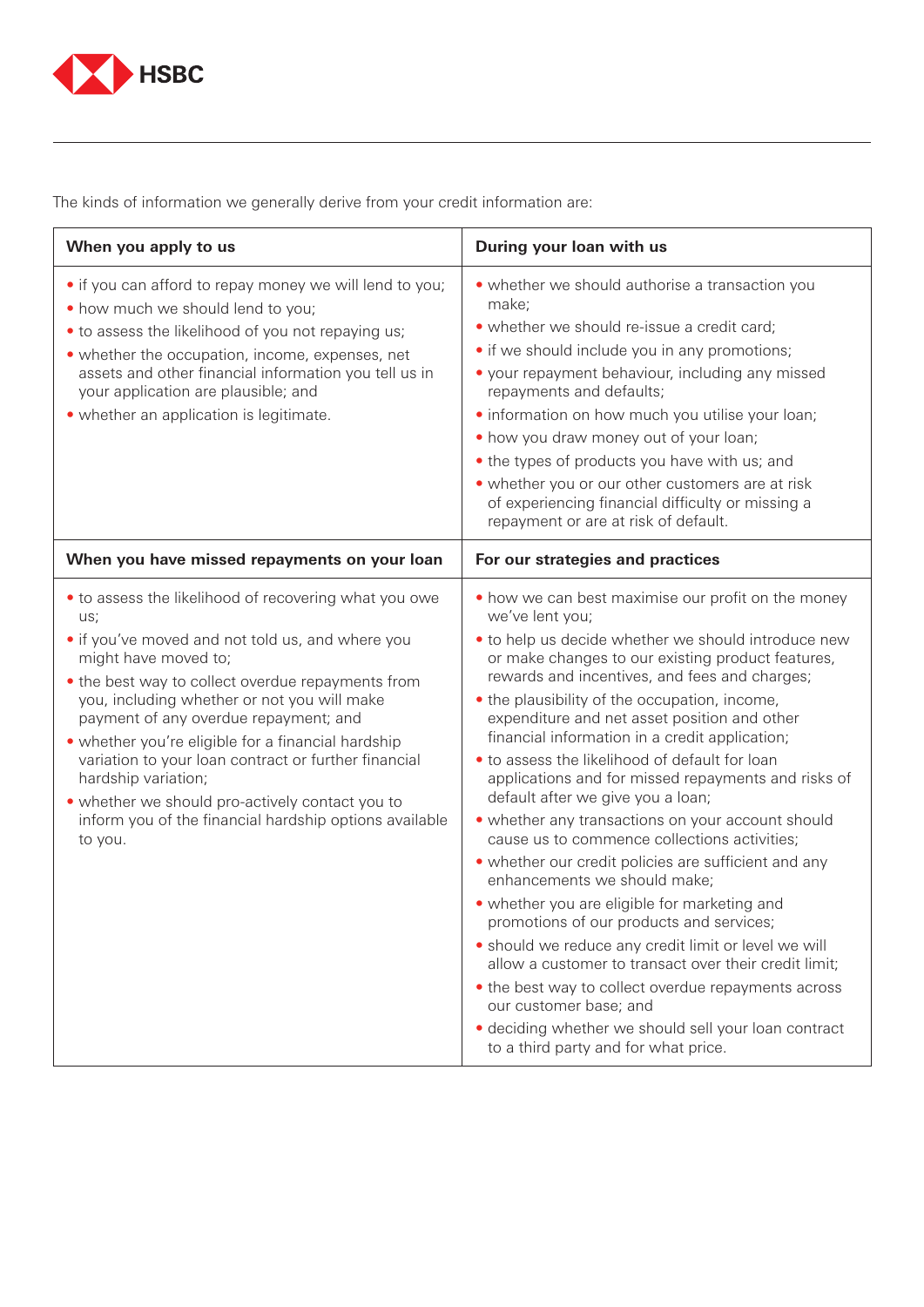The kinds of information we generally derive from your credit information are:

| When you apply to us | During your loan with us |
| --- | --- |
| • if you can afford to repay money we will lend to you;<br>• how much we should lend to you;<br>• to assess the likelihood of you not repaying us;<br>• whether the occupation, income, expenses, net assets and other financial information you tell us in your application are plausible; and<br>• whether an application is legitimate. | • whether we should authorise a transaction you make;<br>• whether we should re-issue a credit card;<br>• if we should include you in any promotions;<br>• your repayment behaviour, including any missed repayments and defaults;<br>• information on how much you utilise your loan;<br>• how you draw money out of your loan;<br>• the types of products you have with us; and<br>• whether you or our other customers are at risk of experiencing financial difficulty or missing a repayment or are at risk of default. |
| **When you have missed repayments on your loan** | **For our strategies and practices** |
| • to assess the likelihood of recovering what you owe us;<br>• if you've moved and not told us, and where you might have moved to;<br>• the best way to collect overdue repayments from you, including whether or not you will make payment of any overdue repayment; and<br>• whether you're eligible for a financial hardship variation to your loan contract or further financial hardship variation;<br>• whether we should pro-actively contact you to inform you of the financial hardship options available to you. | • how we can best maximise our profit on the money we've lent you;<br>• to help us decide whether we should introduce new or make changes to our existing product features, rewards and incentives, and fees and charges;<br>• the plausibility of the occupation, income, expenditure and net asset position and other financial information in a credit application;<br>• to assess the likelihood of default for loan applications and for missed repayments and risks of default after we give you a loan;<br>• whether any transactions on your account should cause us to commence collections activities;<br>• whether our credit policies are sufficient and any enhancements we should make;<br>• whether you are eligible for marketing and promotions of our products and services;<br>• should we reduce any credit limit or level we will allow a customer to transact over their credit limit;<br>• the best way to collect overdue repayments across our customer base; and<br>• deciding whether we should sell your loan contract to a third party and for what price. |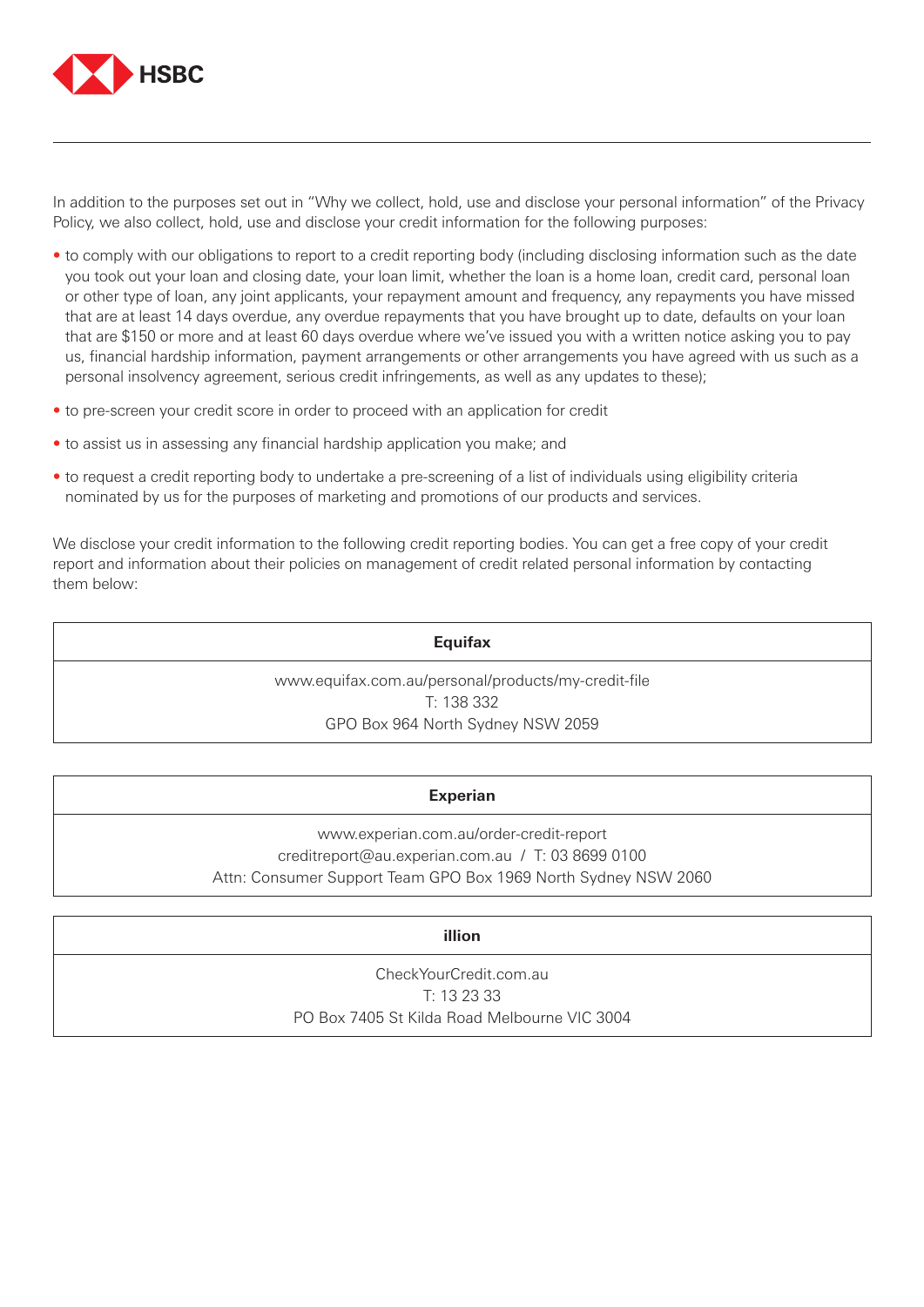In addition to the purposes set out in "Why we collect, hold, use and disclose your personal information" of the Privacy Policy, we also collect, hold, use and disclose your credit information for the following purposes:

- to comply with our obligations to report to a credit reporting body (including disclosing information such as the date you took out your loan and closing date, your loan limit, whether the loan is a home loan, credit card, personal loan or other type of loan, any joint applicants, your repayment amount and frequency, any repayments you have missed that are at least 14 days overdue, any overdue repayments that you have brought up to date, defaults on your loan that are $150 or more and at least 60 days overdue where we've issued you with a written notice asking you to pay us, financial hardship information, payment arrangements or other arrangements you have agreed with us such as a personal insolvency agreement, serious credit infringements, as well as any updates to these);
- to pre-screen your credit score in order to proceed with an application for credit
- to assist us in assessing any financial hardship application you make; and
- to request a credit reporting body to undertake a pre-screening of a list of individuals using eligibility criteria nominated by us for the purposes of marketing and promotions of our products and services.

We disclose your credit information to the following credit reporting bodies. You can get a free copy of your credit report and information about their policies on management of credit related personal information by contacting them below:

| **Equifax** |
|---|
| www.equifax.com.au/personal/products/my-credit-file<br>T: 138 332<br>GPO Box 964 North Sydney NSW 2059 |

| **Experian** |
|---|
| www.experian.com.au/order-credit-report<br>creditreport@au.experian.com.au / T: 03 8699 0100<br>Attn: Consumer Support Team GPO Box 1969 North Sydney NSW 2060 |

| **illion** |
|---|
| CheckYourCredit.com.au<br>T: 13 23 33<br>PO Box 7405 St Kilda Road Melbourne VIC 3004 |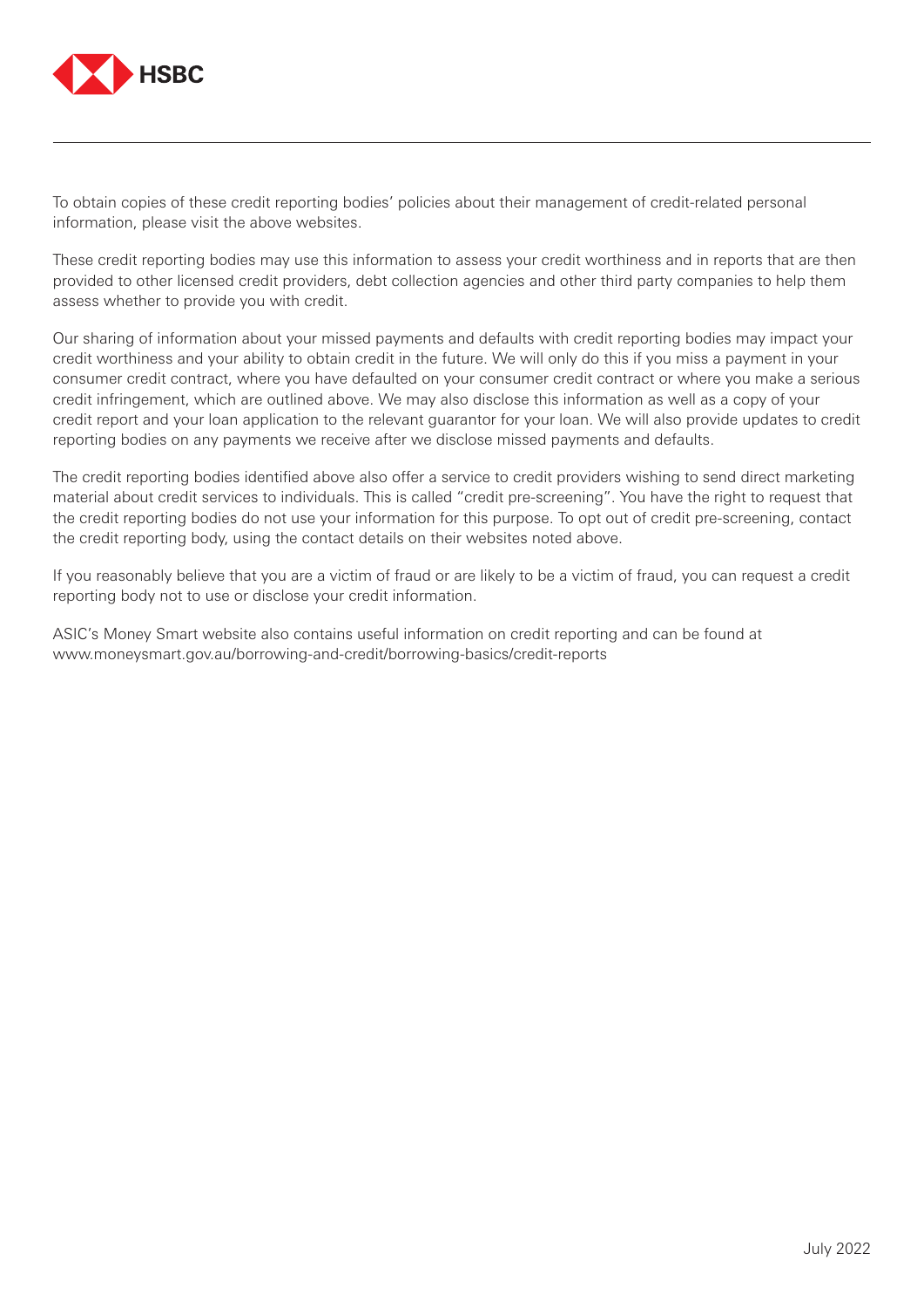To obtain copies of these credit reporting bodies' policies about their management of credit-related personal information, please visit the above websites.

These credit reporting bodies may use this information to assess your credit worthiness and in reports that are then provided to other licensed credit providers, debt collection agencies and other third party companies to help them assess whether to provide you with credit.

Our sharing of information about your missed payments and defaults with credit reporting bodies may impact your credit worthiness and your ability to obtain credit in the future. We will only do this if you miss a payment in your consumer credit contract, where you have defaulted on your consumer credit contract or where you make a serious credit infringement, which are outlined above. We may also disclose this information as well as a copy of your credit report and your loan application to the relevant guarantor for your loan. We will also provide updates to credit reporting bodies on any payments we receive after we disclose missed payments and defaults.

The credit reporting bodies identified above also offer a service to credit providers wishing to send direct marketing material about credit services to individuals. This is called "credit pre-screening". You have the right to request that the credit reporting bodies do not use your information for this purpose. To opt out of credit pre-screening, contact the credit reporting body, using the contact details on their websites noted above.

If you reasonably believe that you are a victim of fraud or are likely to be a victim of fraud, you can request a credit reporting body not to use or disclose your credit information.

ASIC's Money Smart website also contains useful information on credit reporting and can be found at www.moneysmart.gov.au/borrowing-and-credit/borrowing-basics/credit-reports

July 2022